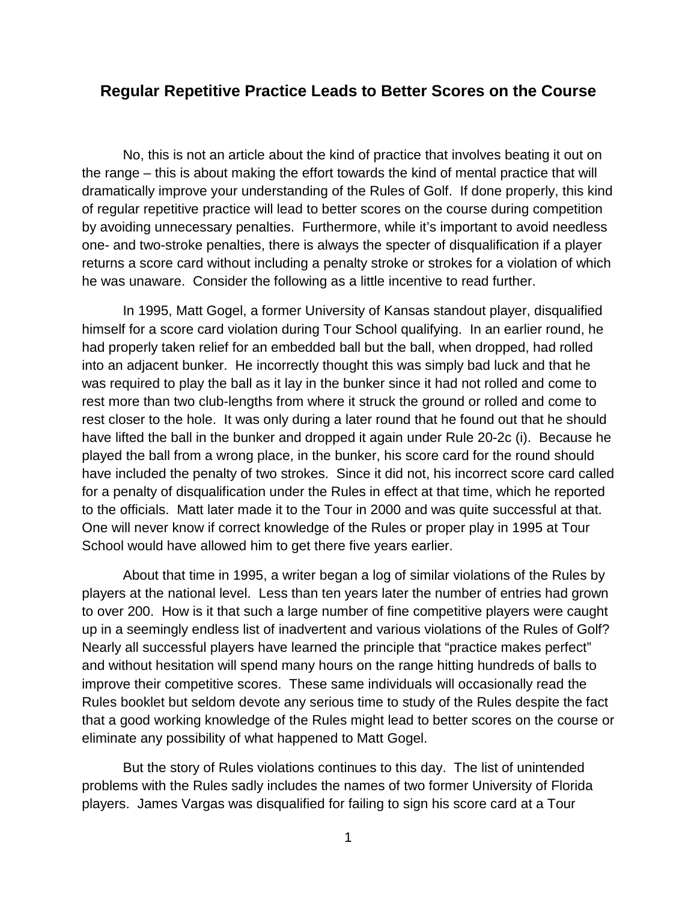## Regular Repetitive Practice Leads to Better Scores on the Course

No, this is not an article about the kind of practice that involves beating it out on the range – this is about making the effort towards the kind of mental practice that will dramatically improve your understanding of the Rules of Golf. If done properly, this kind of regular repetitive practice will lead to better scores on the course during competition by avoiding unnecessary penalties. Furthermore, while it's important to avoid needless one- and two-stroke penalties, there is always the specter of disqualification if a player returns a score card without including a penalty stroke or strokes for a violation of which he was unaware. Consider the following as a little incentive to read further.

In 1995, Matt Gogel, a former University of Kansas standout player, disqualified himself for a score card violation during Tour School qualifying. In an earlier round, he had properly taken relief for an embedded ball but the ball, when dropped, had rolled into an adjacent bunker. He incorrectly thought this was simply bad luck and that he was required to play the ball as it lay in the bunker since it had not rolled and come to rest more than two club-lengths from where it struck the ground or rolled and come to rest closer to the hole. It was only during a later round that he found out that he should have lifted the ball in the bunker and dropped it again under Rule 20-2c (i). Because he played the ball from a wrong place, in the bunker, his score card for the round should have included the penalty of two strokes. Since it did not, his incorrect score card called for a penalty of disqualification under the Rules in effect at that time, which he reported to the officials. Matt later made it to the Tour in 2000 and was quite successful at that. One will never know if correct knowledge of the Rules or proper play in 1995 at Tour School would have allowed him to get there five years earlier.

About that time in 1995, a writer began a log of similar violations of the Rules by players at the national level. Less than ten years later the number of entries had grown to over 200. How is it that such a large number of fine competitive players were caught up in a seemingly endless list of inadvertent and various violations of the Rules of Golf? Nearly all successful players have learned the principle that "practice makes perfect" and without hesitation will spend many hours on the range hitting hundreds of balls to improve their competitive scores. These same individuals will occasionally read the Rules booklet but seldom devote any serious time to study of the Rules despite the fact that a good working knowledge of the Rules might lead to better scores on the course or eliminate any possibility of what happened to Matt Gogel.

But the story of Rules violations continues to this day. The list of unintended problems with the Rules sadly includes the names of two former University of Florida players. James Vargas was disqualified for failing to sign his score card at a Tour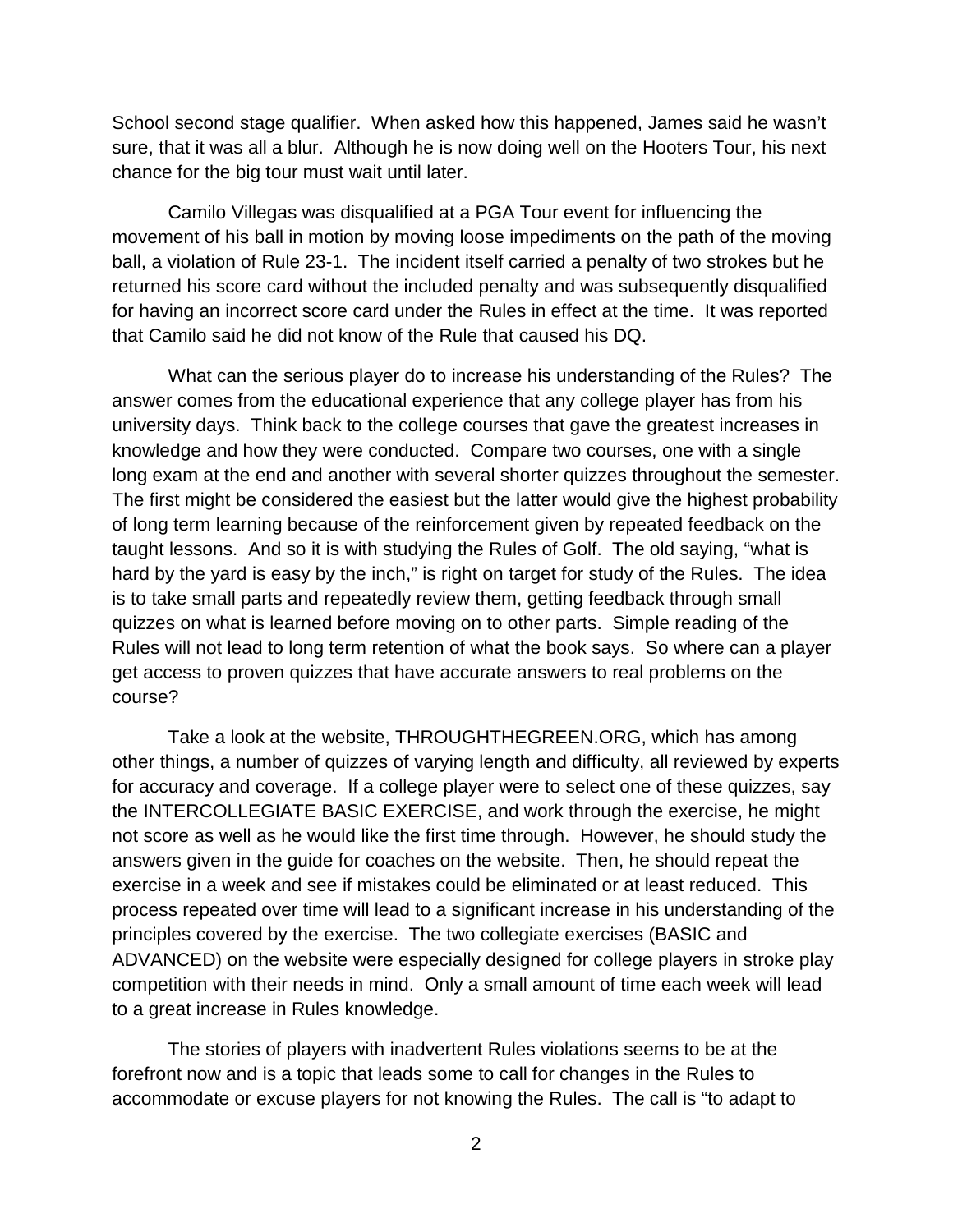School second stage qualifier. When asked how this happened, James said he wasn't sure, that it was all a blur. Although he is now doing well on the Hooters Tour, his next chance for the big tour must wait until later.

Camilo Villegas was disqualified at a PGA Tour event for influencing the movement of his ball in motion by moving loose impediments on the path of the moving ball, a violation of Rule 23-1. The incident itself carried a penalty of two strokes but he returned his score card without the included penalty and was subsequently disqualified for having an incorrect score card under the Rules in effect at the time. It was reported that Camilo said he did not know of the Rule that caused his DQ.

What can the serious player do to increase his understanding of the Rules? The answer comes from the educational experience that any college player has from his university days. Think back to the college courses that gave the greatest increases in knowledge and how they were conducted. Compare two courses, one with a single long exam at the end and another with several shorter quizzes throughout the semester. The first might be considered the easiest but the latter would give the highest probability of long term learning because of the reinforcement given by repeated feedback on the taught lessons. And so it is with studying the Rules of Golf. The old saying, "what is hard by the yard is easy by the inch," is right on target for study of the Rules. The idea is to take small parts and repeatedly review them, getting feedback through small quizzes on what is learned before moving on to other parts. Simple reading of the Rules will not lead to long term retention of what the book says. So where can a player get access to proven quizzes that have accurate answers to real problems on the course?

Take a look at the website, THROUGHTHEGREEN.ORG, which has among other things, a number of quizzes of varying length and difficulty, all reviewed by experts for accuracy and coverage. If a college player were to select one of these quizzes, say the INTERCOLLEGIATE BASIC EXERCISE, and work through the exercise, he might not score as well as he would like the first time through. However, he should study the answers given in the guide for coaches on the website. Then, he should repeat the exercise in a week and see if mistakes could be eliminated or at least reduced. This process repeated over time will lead to a significant increase in his understanding of the principles covered by the exercise. The two collegiate exercises (BASIC and ADVANCED) on the website were especially designed for college players in stroke play competition with their needs in mind. Only a small amount of time each week will lead to a great increase in Rules knowledge.

The stories of players with inadvertent Rules violations seems to be at the forefront now and is a topic that leads some to call for changes in the Rules to accommodate or excuse players for not knowing the Rules. The call is "to adapt to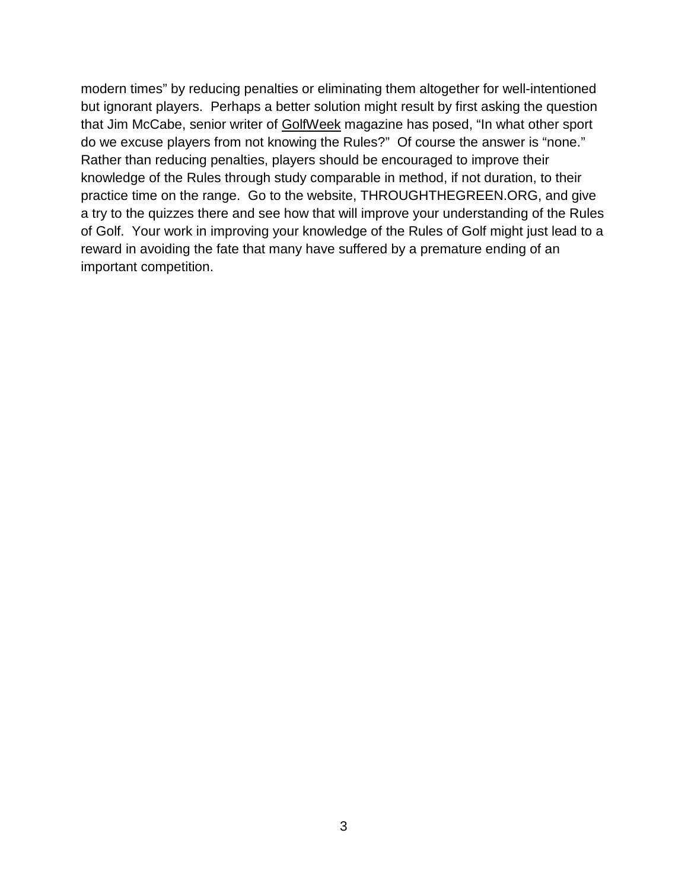modern times" by reducing penalties or eliminating them altogether for well-intentioned but ignorant players. Perhaps a better solution might result by first asking the question that Jim McCabe, senior writer of <u>GolfWeek</u> magazine has posed, "In what other sport do we excuse players from not knowing the Rules?" Of course the answer is "none." Rather than reducing penalties, players should be encouraged to improve their knowledge of the Rules through study comparable in method, if not duration, to their practice time on the range. Go to the website, THROUGHTHEGREEN.ORG, and give a try to the quizzes there and see how that will improve your understanding of the Rules of Golf. Your work in improving your knowledge of the Rules of Golf might just lead to a reward in avoiding the fate that many have suffered by a premature ending of an important competition.